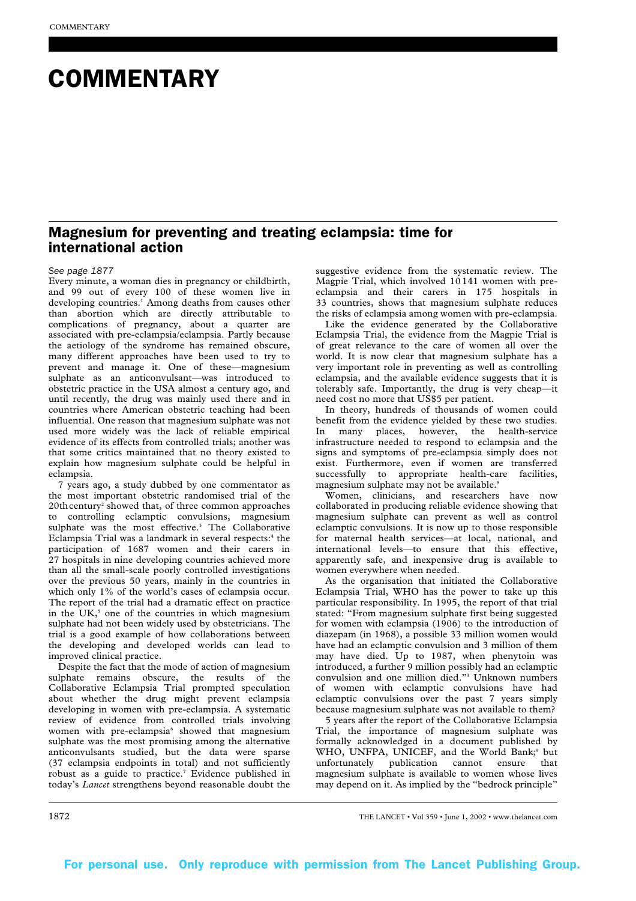# COMMENTARY

## Magnesium for preventing and treating eclampsia: time for international action

*See page 1877*

Every minute, a woman dies in pregnancy or childbirth, and 99 out of every 100 of these women live in developing countries.[1] Among deaths from causes other than abortion which are directly attributable to complications of pregnancy, about a quarter are associated with pre-eclampsia/eclampsia. Partly because the aetiology of the syndrome has remained obscure, many different approaches have been used to try to prevent and manage it. One of these—magnesium sulphate as an anticonvulsant—was introduced to obstetric practice in the USA almost a century ago, and until recently, the drug was mainly used there and in countries where American obstetric teaching had been influential. One reason that magnesium sulphate was not used more widely was the lack of reliable empirical evidence of its effects from controlled trials; another was that some critics maintained that no theory existed to explain how magnesium sulphate could be helpful in eclampsia.

7 years ago, a study dubbed by one commentator as the most important obstetric randomised trial of the 20th century[2] showed that, of three common approaches to controlling eclamptic convulsions, magnesium sulphate was the most effective.[3] The Collaborative Eclampsia Trial was a landmark in several respects:[4] the participation of 1687 women and their carers in 27 hospitals in nine developing countries achieved more than all the small-scale poorly controlled investigations over the previous 50 years, mainly in the countries in which only 1% of the world's cases of eclampsia occur. The report of the trial had a dramatic effect on practice in the UK,[5] one of the countries in which magnesium sulphate had not been widely used by obstetricians. The trial is a good example of how collaborations between the developing and developed worlds can lead to improved clinical practice.

Despite the fact that the mode of action of magnesium sulphate remains obscure, the results of the Collaborative Eclampsia Trial prompted speculation about whether the drug might prevent eclampsia developing in women with pre-eclampsia. A systematic review of evidence from controlled trials involving women with pre-eclampsia[6] showed that magnesium sulphate was the most promising among the alternative anticonvulsants studied, but the data were sparse (37 eclampsia endpoints in total) and not sufficiently robust as a guide to practice.[7] Evidence published in today's *Lancet* strengthens beyond reasonable doubt the suggestive evidence from the systematic review. The Magpie Trial, which involved 10 141 women with pre-eclampsia and their carers in 175 hospitals in 33 countries, shows that magnesium sulphate reduces the risks of eclampsia among women with pre-eclampsia.

Like the evidence generated by the Collaborative Eclampsia Trial, the evidence from the Magpie Trial is of great relevance to the care of women all over the world. It is now clear that magnesium sulphate has a very important role in preventing as well as controlling eclampsia, and the available evidence suggests that it is tolerably safe. Importantly, the drug is very cheap—it need cost no more that US$5 per patient.

In theory, hundreds of thousands of women could benefit from the evidence yielded by these two studies. In many places, however, the health-service infrastructure needed to respond to eclampsia and the signs and symptoms of pre-eclampsia simply does not exist. Furthermore, even if women are transferred successfully to appropriate health-care facilities, magnesium sulphate may not be available.[8]

Women, clinicians, and researchers have now collaborated in producing reliable evidence showing that magnesium sulphate can prevent as well as control eclamptic convulsions. It is now up to those responsible for maternal health services—at local, national, and international levels—to ensure that this effective, apparently safe, and inexpensive drug is available to women everywhere when needed.

As the organisation that initiated the Collaborative Eclampsia Trial, WHO has the power to take up this particular responsibility. In 1995, the report of that trial stated: "From magnesium sulphate first being suggested for women with eclampsia (1906) to the introduction of diazepam (in 1968), a possible 33 million women would have had an eclamptic convulsion and 3 million of them may have died. Up to 1987, when phenytoin was introduced, a further 9 million possibly had an eclamptic convulsion and one million died."[3] Unknown numbers of women with eclamptic convulsions have had eclamptic convulsions over the past 7 years simply because magnesium sulphate was not available to them?

5 years after the report of the Collaborative Eclampsia Trial, the importance of magnesium sulphate was formally acknowledged in a document published by WHO, UNFPA, UNICEF, and the World Bank;[9] but unfortunately publication cannot ensure that magnesium sulphate is available to women whose lives may depend on it. As implied by the "bedrock principle"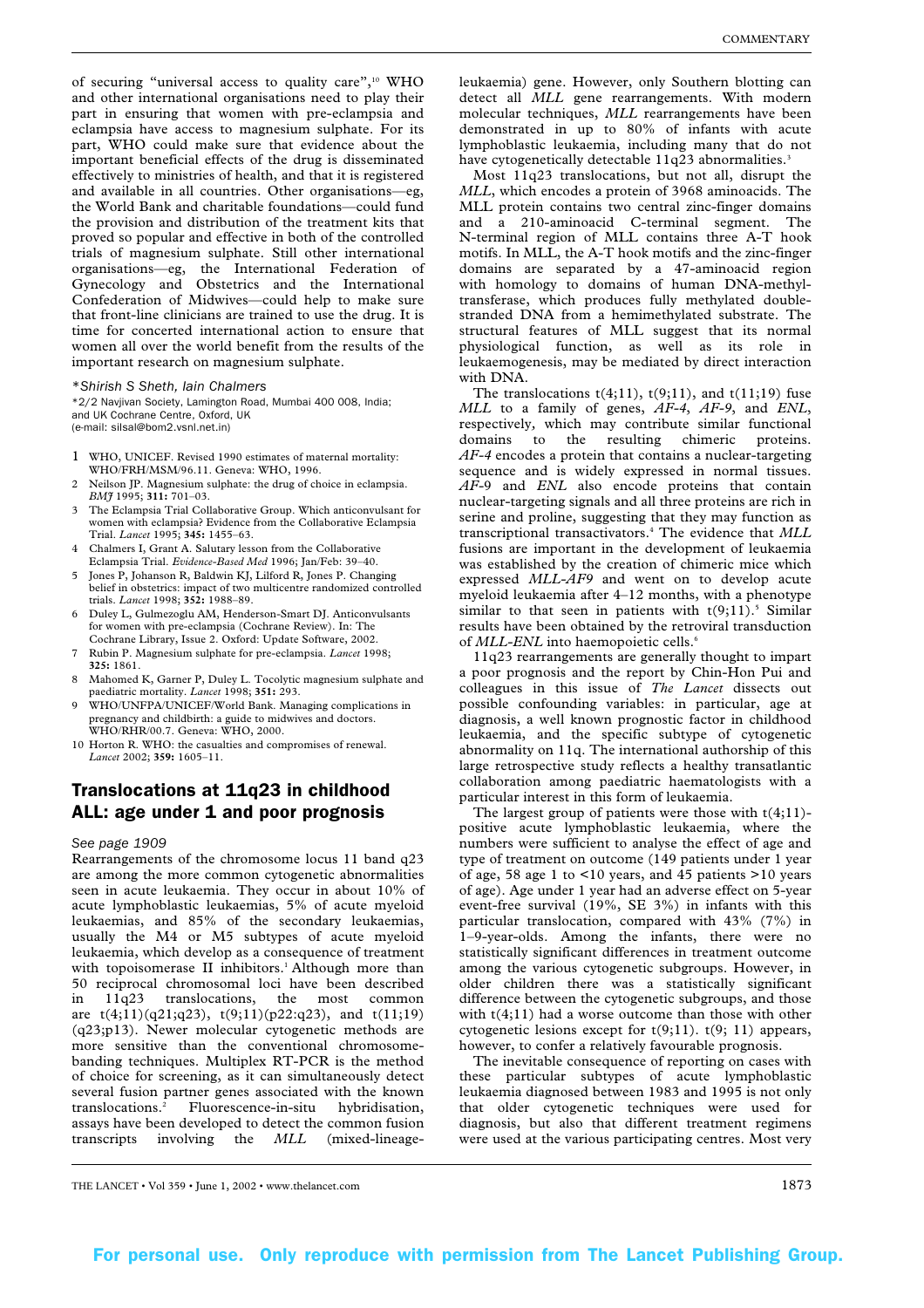of securing "universal access to quality care",[10] WHO and other international organisations need to play their part in ensuring that women with pre-eclampsia and eclampsia have access to magnesium sulphate. For its part, WHO could make sure that evidence about the important beneficial effects of the drug is disseminated effectively to ministries of health, and that it is registered and available in all countries. Other organisations—eg, the World Bank and charitable foundations—could fund the provision and distribution of the treatment kits that proved so popular and effective in both of the controlled trials of magnesium sulphate. Still other international organisations—eg, the International Federation of Gynecology and Obstetrics and the International Confederation of Midwives—could help to make sure that front-line clinicians are trained to use the drug. It is time for concerted international action to ensure that women all over the world benefit from the results of the important research on magnesium sulphate.

*Shirish S Sheth, Iain Chalmers

*2/2 Navjivan Society, Lamington Road, Mumbai 400 008, India; and UK Cochrane Centre, Oxford, UK (e-mail: silsal@bom2.vsnl.net.in)

1. WHO, UNICEF. Revised 1990 estimates of maternal mortality: WHO/FRH/MSM/96.11. Geneva: WHO, 1996.
2. Neilson JP. Magnesium sulphate: the drug of choice in eclampsia. *BMJ* 1995; **311:** 701–03.
3. The Eclampsia Trial Collaborative Group. Which anticonvulsant for women with eclampsia? Evidence from the Collaborative Eclampsia Trial. *Lancet* 1995; **345:** 1455–63.
4. Chalmers I, Grant A. Salutary lesson from the Collaborative Eclampsia Trial. *Evidence-Based Med* 1996; Jan/Feb: 39–40.
5. Jones P, Johanson R, Baldwin KJ, Lilford R, Jones P. Changing belief in obstetrics: impact of two multicentre randomized controlled trials. *Lancet* 1998; **352:** 1988–89.
6. Duley L, Gulmezoglu AM, Henderson-Smart DJ. Anticonvulsants for women with pre-eclampsia (Cochrane Review). In: The Cochrane Library, Issue 2. Oxford: Update Software, 2002.
7. Rubin P. Magnesium sulphate for pre-eclampsia. *Lancet* 1998; **325:** 1861.
8. Mahomed K, Garner P, Duley L. Tocolytic magnesium sulphate and paediatric mortality. *Lancet* 1998; **351:** 293.
9. WHO/UNFPA/UNICEF/World Bank. Managing complications in pregnancy and childbirth: a guide to midwives and doctors. WHO/RHR/00.7. Geneva: WHO, 2000.
10. Horton R. WHO: the casualties and compromises of renewal. *Lancet* 2002; **359:** 1605–11.

## Translocations at 11q23 in childhood ALL: age under 1 and poor prognosis

*See page 1909*

Rearrangements of the chromosome locus 11 band q23 are among the more common cytogenetic abnormalities seen in acute leukaemia. They occur in about 10% of acute lymphoblastic leukaemias, 5% of acute myeloid leukaemias, and 85% of the secondary leukaemias, usually the M4 or M5 subtypes of acute myeloid leukaemia, which develop as a consequence of treatment with topoisomerase II inhibitors.[1] Although more than 50 reciprocal chromosomal loci have been described in 11q23 translocations, the most common are t(4;11)(q21;q23), t(9;11)(p22:q23), and t(11;19)(q23;p13). Newer molecular cytogenetic methods are more sensitive than the conventional chromosome-banding techniques. Multiplex RT-PCR is the method of choice for screening, as it can simultaneously detect several fusion partner genes associated with the known translocations.[2] Fluorescence-in-situ hybridisation, assays have been developed to detect the common fusion transcripts involving the *MLL* (mixed-lineage-leukaemia) gene. However, only Southern blotting can detect all *MLL* gene rearrangements. With modern molecular techniques, *MLL* rearrangements have been demonstrated in up to 80% of infants with acute lymphoblastic leukaemia, including many that do not have cytogenetically detectable 11q23 abnormalities.[3]

Most 11q23 translocations, but not all, disrupt the *MLL*, which encodes a protein of 3968 aminoacids. The MLL protein contains two central zinc-finger domains and a 210-aminoacid C-terminal segment. The N-terminal region of MLL contains three A-T hook motifs. In MLL, the A-T hook motifs and the zinc-finger domains are separated by a 47-aminoacid region with homology to domains of human DNA-methyl-transferase, which produces fully methylated double-stranded DNA from a hemimethylated substrate. The structural features of MLL suggest that its normal physiological function, as well as its role in leukaemogenesis, may be mediated by direct interaction with DNA.

The translocations t(4;11), t(9;11), and t(11;19) fuse *MLL* to a family of genes, *AF-4*, *AF-9*, and *ENL*, respectively, which may contribute similar functional domains to the resulting chimeric proteins. *AF-4* encodes a protein that contains a nuclear-targeting sequence and is widely expressed in normal tissues. *AF*-9 and *ENL* also encode proteins that contain nuclear-targeting signals and all three proteins are rich in serine and proline, suggesting that they may function as transcriptional transactivators.[4] The evidence that *MLL* fusions are important in the development of leukaemia was established by the creation of chimeric mice which expressed *MLL-AF9* and went on to develop acute myeloid leukaemia after 4–12 months, with a phenotype similar to that seen in patients with t(9;11).[5] Similar results have been obtained by the retroviral transduction of *MLL-ENL* into haemopoietic cells.[6]

11q23 rearrangements are generally thought to impart a poor prognosis and the report by Chin-Hon Pui and colleagues in this issue of *The Lancet* dissects out possible confounding variables: in particular, age at diagnosis, a well known prognostic factor in childhood leukaemia, and the specific subtype of cytogenetic abnormality on 11q. The international authorship of this large retrospective study reflects a healthy transatlantic collaboration among paediatric haematologists with a particular interest in this form of leukaemia.

The largest group of patients were those with t(4;11)-positive acute lymphoblastic leukaemia, where the numbers were sufficient to analyse the effect of age and type of treatment on outcome (149 patients under 1 year of age, 58 age 1 to <10 years, and 45 patients >10 years of age). Age under 1 year had an adverse effect on 5-year event-free survival (19%, SE 3%) in infants with this particular translocation, compared with 43% (7%) in 1–9-year-olds. Among the infants, there were no statistically significant differences in treatment outcome among the various cytogenetic subgroups. However, in older children there was a statistically significant difference between the cytogenetic subgroups, and those with t(4;11) had a worse outcome than those with other cytogenetic lesions except for t(9;11). t(9; 11) appears, however, to confer a relatively favourable prognosis.

The inevitable consequence of reporting on cases with these particular subtypes of acute lymphoblastic leukaemia diagnosed between 1983 and 1995 is not only that older cytogenetic techniques were used for diagnosis, but also that different treatment regimens were used at the various participating centres. Most very